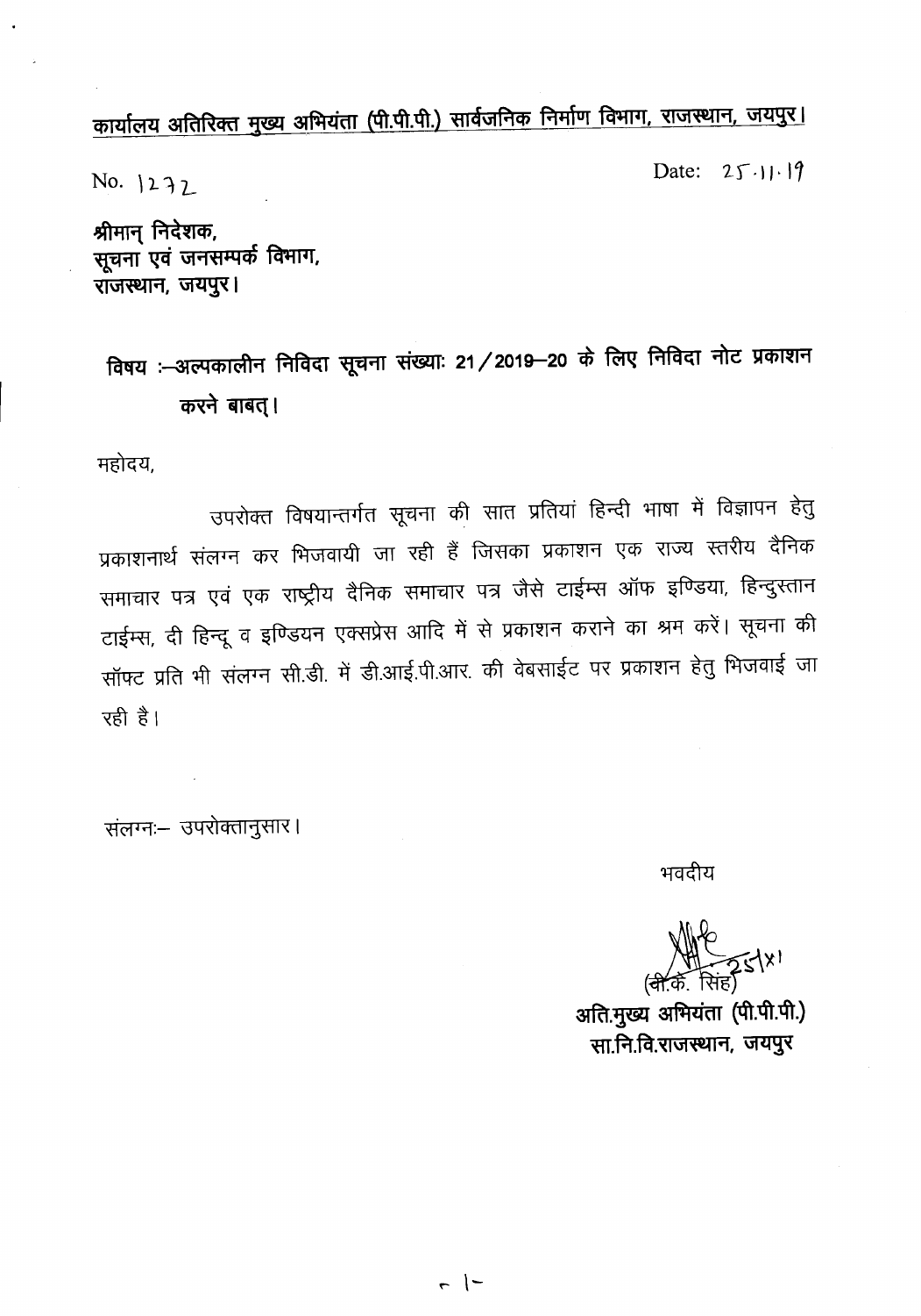**कार्यालय अतिरिक्त मुख्य अभियंता (पी.पी.पी.) सार्वजनिक निर्माण विभाग, राजस्थान, जयपुर।**

No. 1272

Date: 25.11.19

**श्रीमान् निदेशक,**
**सूचना एवं जनसम्पर्क विभाग,**
**राजस्थान, जयपुर।**

**विषय :–अल्पकालीन निविदा सूचना संख्याः 21/2019–20 के लिए निविदा नोट प्रकाशन करने बाबत्।**

महोदय,

उपरोक्त विषयान्तर्गत सूचना की सात प्रतियां हिन्दी भाषा में विज्ञापन हेतु प्रकाशनार्थ संलग्न कर भिजवायी जा रही हैं जिसका प्रकाशन एक राज्य स्तरीय दैनिक समाचार पत्र एवं एक राष्ट्रीय दैनिक समाचार पत्र जैसे टाईम्स ऑफ इण्डिया, हिन्दुस्तान टाईम्स, दी हिन्दू व इण्डियन एक्सप्रेस आदि में से प्रकाशन कराने का श्रम करें। सूचना की सॉफ्ट प्रति भी संलग्न सी.डी. में डी.आई.पी.आर. की वेबसाईट पर प्रकाशन हेतु भिजवाई जा रही है।

संलग्नः– उपरोक्तानुसार।

भवदीय

(वी.के. सिंह)
**अति.मुख्य अभियंता (पी.पी.पी.)**
**सा.नि.वि.राजस्थान, जयपुर**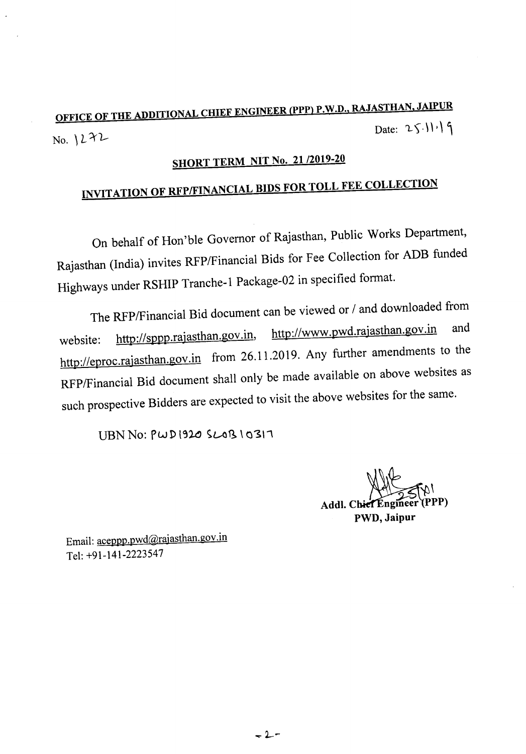**OFFICE OF THE ADDITIONAL CHIEF ENGINEER (PPP) P.W.D., RAJASTHAN, JAIPUR**

No. 1272 Date: 25.11.19

## SHORT TERM NIT No. 21 /2019-20

## INVITATION OF RFP/FINANCIAL BIDS FOR TOLL FEE COLLECTION

On behalf of Hon'ble Governor of Rajasthan, Public Works Department, Rajasthan (India) invites RFP/Financial Bids for Fee Collection for ADB funded Highways under RSHIP Tranche-1 Package-02 in specified format.

The RFP/Financial Bid document can be viewed or / and downloaded from website: http://sppp.rajasthan.gov.in, http://www.pwd.rajasthan.gov.in and http://eproc.rajasthan.gov.in from 26.11.2019. Any further amendments to the RFP/Financial Bid document shall only be made available on above websites as such prospective Bidders are expected to visit the above websites for the same.

UBN No: PWD1920 SLOB10317

**Addl. Chief Engineer (PPP)**
**PWD, Jaipur**

Email: aceppp.pwd@rajasthan.gov.in
Tel: +91-141-2223547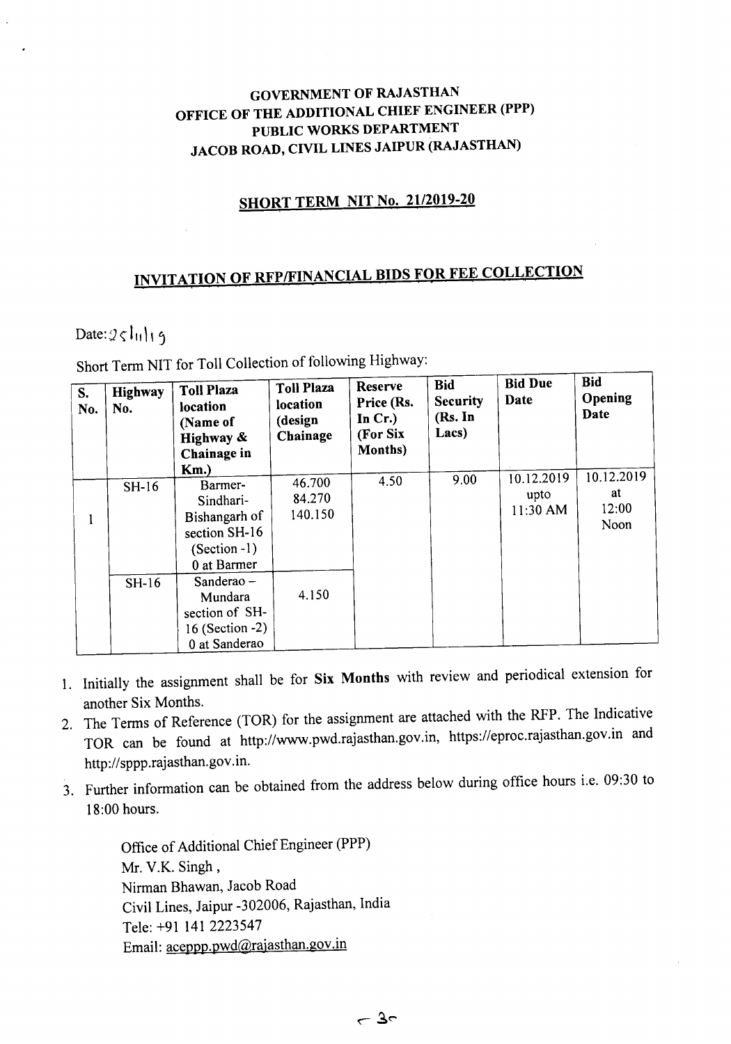**GOVERNMENT OF RAJASTHAN**
**OFFICE OF THE ADDITIONAL CHIEF ENGINEER (PPP)**
**PUBLIC WORKS DEPARTMENT**
**JACOB ROAD, CIVIL LINES JAIPUR (RAJASTHAN)**

## SHORT TERM NIT No. 21/2019-20

## INVITATION OF RFP/FINANCIAL BIDS FOR FEE COLLECTION

Date: 25/11/19

Short Term NIT for Toll Collection of following Highway:

| S. No. | Highway No. | Toll Plaza location (Name of Highway & Chainage in Km.) | Toll Plaza location (design Chainage | Reserve Price (Rs. In Cr.) (For Six Months) | Bid Security (Rs. In Lacs) | Bid Due Date | Bid Opening Date |
|---|---|---|---|---|---|---|---|
| 1 | SH-16 | Barmer-Sindhari-Bishangarh of section SH-16 (Section -1) 0 at Barmer | 46.700 84.270 140.150 | 4.50 | 9.00 | 10.12.2019 upto 11:30 AM | 10.12.2019 at 12:00 Noon |
| | SH-16 | Sanderao – Mundara section of SH-16 (Section -2) 0 at Sanderao | 4.150 | | | | |

1. Initially the assignment shall be for **Six Months** with review and periodical extension for another Six Months.
2. The Terms of Reference (TOR) for the assignment are attached with the RFP. The Indicative TOR can be found at http://www.pwd.rajasthan.gov.in, https://eproc.rajasthan.gov.in and http://sppp.rajasthan.gov.in.
3. Further information can be obtained from the address below during office hours i.e. 09:30 to 18:00 hours.

Office of Additional Chief Engineer (PPP)
Mr. V.K. Singh ,
Nirman Bhawan, Jacob Road
Civil Lines, Jaipur -302006, Rajasthan, India
Tele: +91 141 2223547
Email: aceppp.pwd@rajasthan.gov.in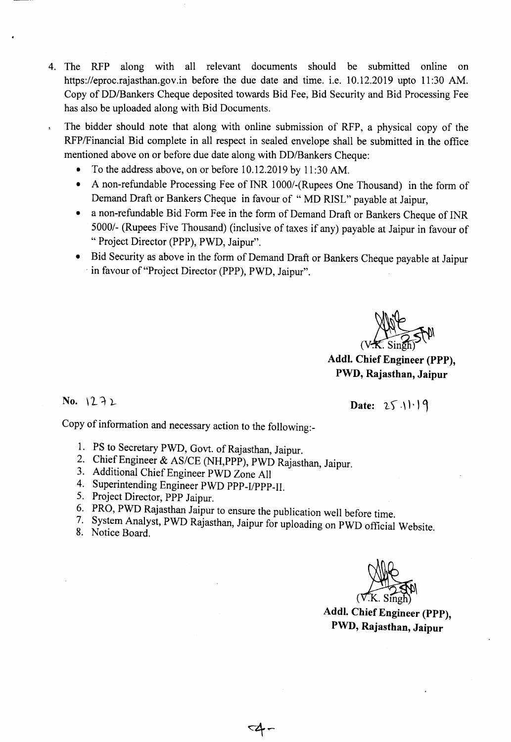4. The RFP along with all relevant documents should be submitted online on https://eproc.rajasthan.gov.in before the due date and time. i.e. 10.12.2019 upto 11:30 AM. Copy of DD/Bankers Cheque deposited towards Bid Fee, Bid Security and Bid Processing Fee has also be uploaded along with Bid Documents.

5. The bidder should note that along with online submission of RFP, a physical copy of the RFP/Financial Bid complete in all respect in sealed envelope shall be submitted in the office mentioned above on or before due date along with DD/Bankers Cheque:
   - To the address above, on or before 10.12.2019 by 11:30 AM.
   - A non-refundable Processing Fee of INR 1000/-(Rupees One Thousand) in the form of Demand Draft or Bankers Cheque in favour of " MD RISL" payable at Jaipur,
   - a non-refundable Bid Form Fee in the form of Demand Draft or Bankers Cheque of INR 5000/- (Rupees Five Thousand) (inclusive of taxes if any) payable at Jaipur in favour of " Project Director (PPP), PWD, Jaipur".
   - Bid Security as above in the form of Demand Draft or Bankers Cheque payable at Jaipur in favour of "Project Director (PPP), PWD, Jaipur".

(V.K. Singh)
**Addl. Chief Engineer (PPP),**
**PWD, Rajasthan, Jaipur**

**No.** 1272 **Date:** 25.11.19

Copy of information and necessary action to the following:-

1. PS to Secretary PWD, Govt. of Rajasthan, Jaipur.
2. Chief Engineer & AS/CE (NH,PPP), PWD Rajasthan, Jaipur.
3. Additional Chief Engineer PWD Zone All
4. Superintending Engineer PWD PPP-I/PPP-II.
5. Project Director, PPP Jaipur.
6. PRO, PWD Rajasthan Jaipur to ensure the publication well before time.
7. System Analyst, PWD Rajasthan, Jaipur for uploading on PWD official Website.
8. Notice Board.

(V.K. Singh)
**Addl. Chief Engineer (PPP),**
**PWD, Rajasthan, Jaipur**